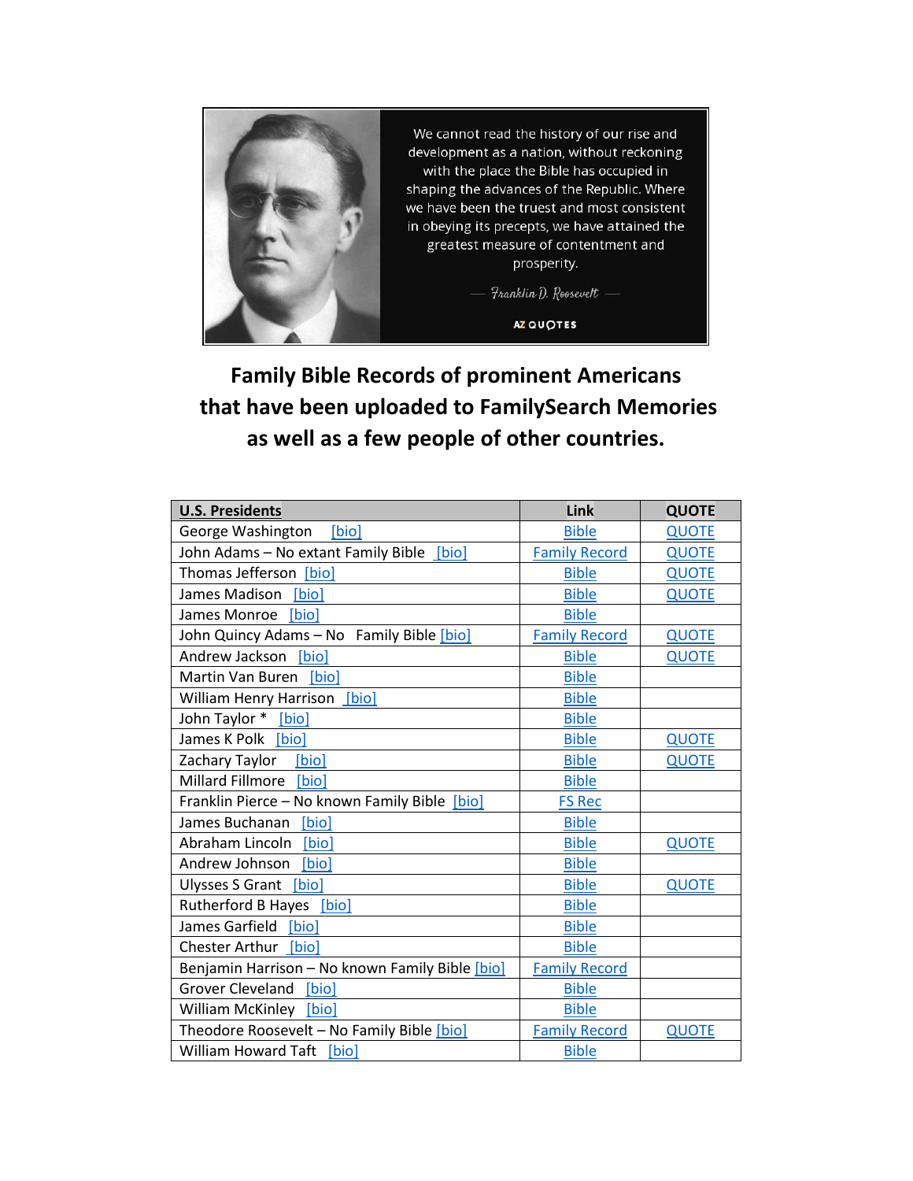We cannot read the history of our rise and development as a nation, without reckoning with the place the Bible has occupied in shaping the advances of the Republic. Where we have been the truest and most consistent in obeying its precepts, we have attained the greatest measure of contentment and prosperity.

— Franklin D. Roosevelt —

AZ QUOTES

## Family Bible Records of prominent Americans that have been uploaded to FamilySearch Memories as well as a few people of other countries.

| U.S. Presidents | Link | QUOTE |
|---|---|---|
| George Washington [bio] | Bible | QUOTE |
| John Adams – No extant Family Bible [bio] | Family Record | QUOTE |
| Thomas Jefferson [bio] | Bible | QUOTE |
| James Madison [bio] | Bible | QUOTE |
| James Monroe [bio] | Bible | |
| John Quincy Adams – No Family Bible [bio] | Family Record | QUOTE |
| Andrew Jackson [bio] | Bible | QUOTE |
| Martin Van Buren [bio] | Bible | |
| William Henry Harrison [bio] | Bible | |
| John Taylor * [bio] | Bible | |
| James K Polk [bio] | Bible | QUOTE |
| Zachary Taylor [bio] | Bible | QUOTE |
| Millard Fillmore [bio] | Bible | |
| Franklin Pierce – No known Family Bible [bio] | FS Rec | |
| James Buchanan [bio] | Bible | |
| Abraham Lincoln [bio] | Bible | QUOTE |
| Andrew Johnson [bio] | Bible | |
| Ulysses S Grant [bio] | Bible | QUOTE |
| Rutherford B Hayes [bio] | Bible | |
| James Garfield [bio] | Bible | |
| Chester Arthur [bio] | Bible | |
| Benjamin Harrison – No known Family Bible [bio] | Family Record | |
| Grover Cleveland [bio] | Bible | |
| William McKinley [bio] | Bible | |
| Theodore Roosevelt – No Family Bible [bio] | Family Record | QUOTE |
| William Howard Taft [bio] | Bible | |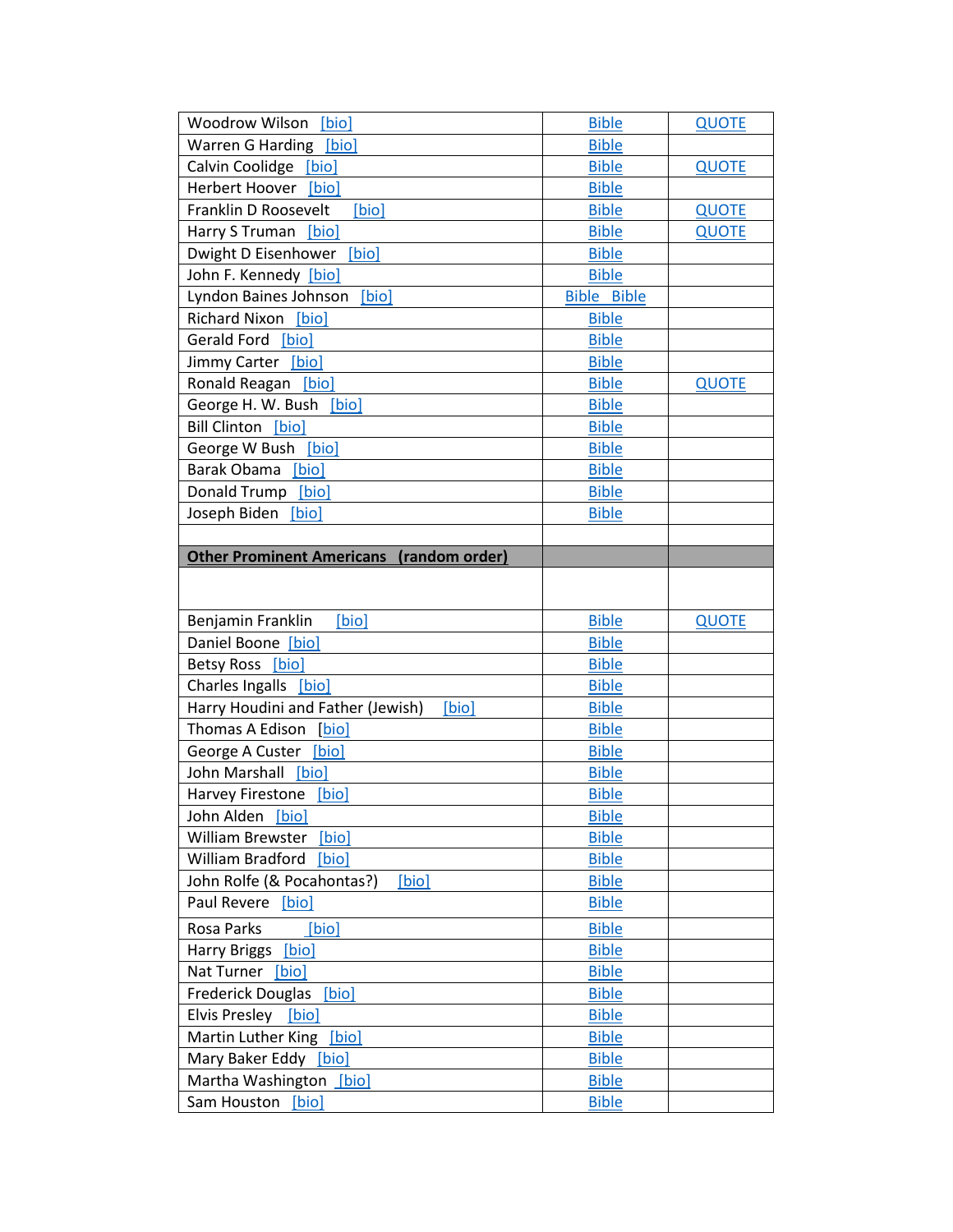| | | |
|---|---|---|
| Woodrow Wilson [bio] | Bible | QUOTE |
| Warren G Harding [bio] | Bible | |
| Calvin Coolidge [bio] | Bible | QUOTE |
| Herbert Hoover [bio] | Bible | |
| Franklin D Roosevelt [bio] | Bible | QUOTE |
| Harry S Truman [bio] | Bible | QUOTE |
| Dwight D Eisenhower [bio] | Bible | |
| John F. Kennedy [bio] | Bible | |
| Lyndon Baines Johnson [bio] | Bible Bible | |
| Richard Nixon [bio] | Bible | |
| Gerald Ford [bio] | Bible | |
| Jimmy Carter [bio] | Bible | |
| Ronald Reagan [bio] | Bible | QUOTE |
| George H. W. Bush [bio] | Bible | |
| Bill Clinton [bio] | Bible | |
| George W Bush [bio] | Bible | |
| Barak Obama [bio] | Bible | |
| Donald Trump [bio] | Bible | |
| Joseph Biden [bio] | Bible | |
| | | |
| **Other Prominent Americans (random order)** | | |
| | | |
| Benjamin Franklin [bio] | Bible | QUOTE |
| Daniel Boone [bio] | Bible | |
| Betsy Ross [bio] | Bible | |
| Charles Ingalls [bio] | Bible | |
| Harry Houdini and Father (Jewish) [bio] | Bible | |
| Thomas A Edison [bio] | Bible | |
| George A Custer [bio] | Bible | |
| John Marshall [bio] | Bible | |
| Harvey Firestone [bio] | Bible | |
| John Alden [bio] | Bible | |
| William Brewster [bio] | Bible | |
| William Bradford [bio] | Bible | |
| John Rolfe (& Pocahontas?) [bio] | Bible | |
| Paul Revere [bio] | Bible | |
| Rosa Parks [bio] | Bible | |
| Harry Briggs [bio] | Bible | |
| Nat Turner [bio] | Bible | |
| Frederick Douglas [bio] | Bible | |
| Elvis Presley [bio] | Bible | |
| Martin Luther King [bio] | Bible | |
| Mary Baker Eddy [bio] | Bible | |
| Martha Washington [bio] | Bible | |
| Sam Houston [bio] | Bible | |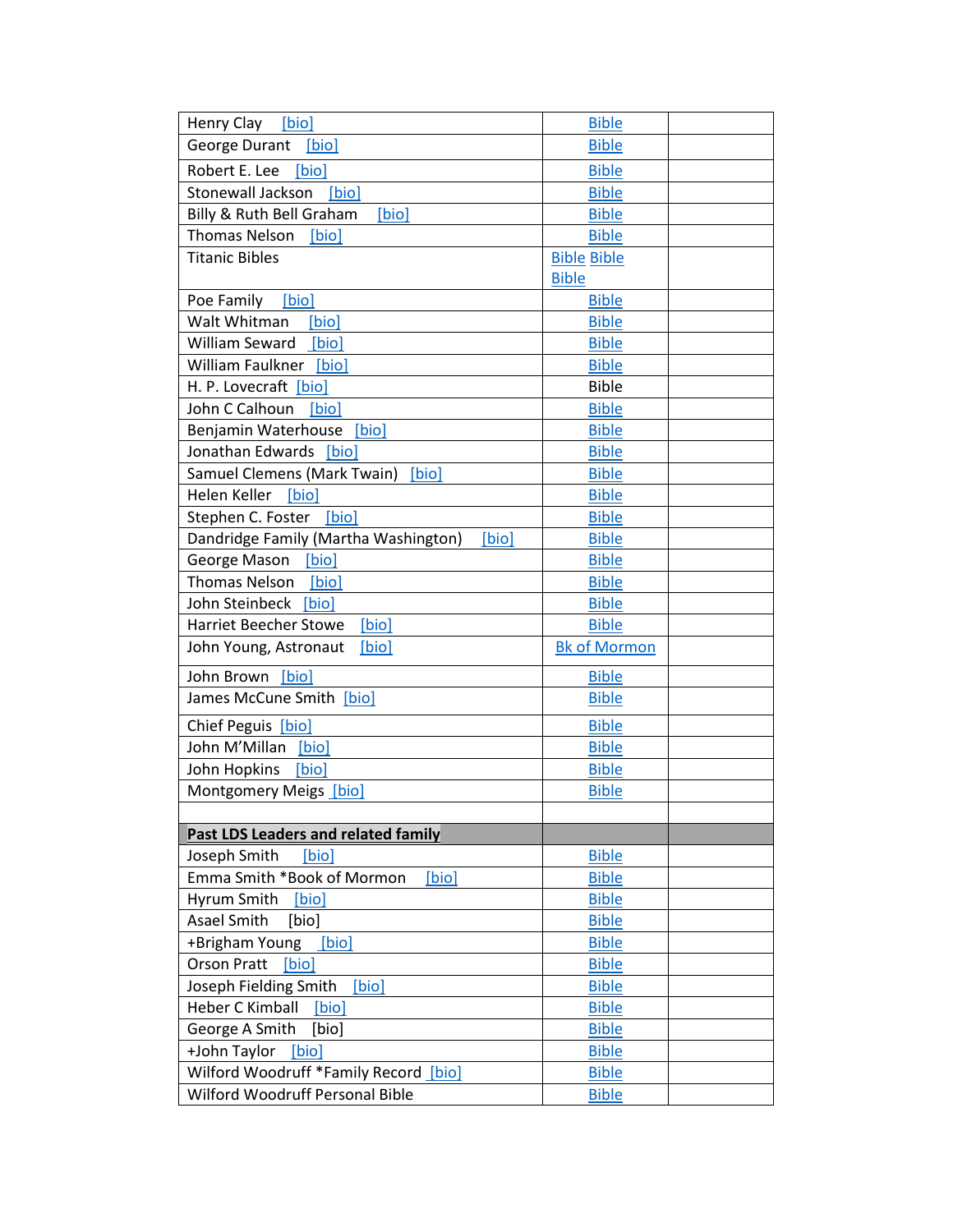| | | |
|---|---|---|
| Henry Clay [bio] | Bible | |
| George Durant [bio] | Bible | |
| Robert E. Lee [bio] | Bible | |
| Stonewall Jackson [bio] | Bible | |
| Billy & Ruth Bell Graham [bio] | Bible | |
| Thomas Nelson [bio] | Bible | |
| Titanic Bibles | Bible Bible Bible | |
| Poe Family [bio] | Bible | |
| Walt Whitman [bio] | Bible | |
| William Seward [bio] | Bible | |
| William Faulkner [bio] | Bible | |
| H. P. Lovecraft [bio] | Bible | |
| John C Calhoun [bio] | Bible | |
| Benjamin Waterhouse [bio] | Bible | |
| Jonathan Edwards [bio] | Bible | |
| Samuel Clemens (Mark Twain) [bio] | Bible | |
| Helen Keller [bio] | Bible | |
| Stephen C. Foster [bio] | Bible | |
| Dandridge Family (Martha Washington) [bio] | Bible | |
| George Mason [bio] | Bible | |
| Thomas Nelson [bio] | Bible | |
| John Steinbeck [bio] | Bible | |
| Harriet Beecher Stowe [bio] | Bible | |
| John Young, Astronaut [bio] | Bk of Mormon | |
| John Brown [bio] | Bible | |
| James McCune Smith [bio] | Bible | |
| Chief Peguis [bio] | Bible | |
| John M'Millan [bio] | Bible | |
| John Hopkins [bio] | Bible | |
| Montgomery Meigs [bio] | Bible | |
| | | |
| **Past LDS Leaders and related family** | | |
| Joseph Smith [bio] | Bible | |
| Emma Smith *Book of Mormon [bio] | Bible | |
| Hyrum Smith [bio] | Bible | |
| Asael Smith [bio] | Bible | |
| +Brigham Young [bio] | Bible | |
| Orson Pratt [bio] | Bible | |
| Joseph Fielding Smith [bio] | Bible | |
| Heber C Kimball [bio] | Bible | |
| George A Smith [bio] | Bible | |
| +John Taylor [bio] | Bible | |
| Wilford Woodruff *Family Record [bio] | Bible | |
| Wilford Woodruff Personal Bible | Bible | |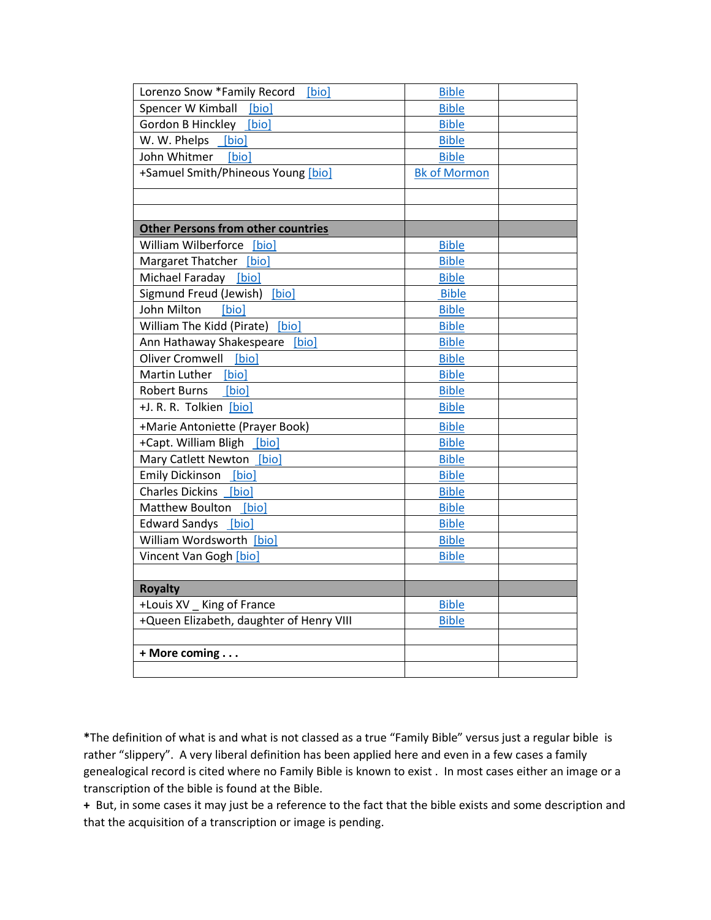| Lorenzo Snow *Family Record [bio] | Bible | |
|---|---|---|
| Spencer W Kimball [bio] | Bible | |
| Gordon B Hinckley [bio] | Bible | |
| W. W. Phelps [bio] | Bible | |
| John Whitmer [bio] | Bible | |
| +Samuel Smith/Phineous Young [bio] | Bk of Mormon | |
| | | |
| | | |
| **Other Persons from other countries** | | |
| William Wilberforce [bio] | Bible | |
| Margaret Thatcher [bio] | Bible | |
| Michael Faraday [bio] | Bible | |
| Sigmund Freud (Jewish) [bio] | Bible | |
| John Milton [bio] | Bible | |
| William The Kidd (Pirate) [bio] | Bible | |
| Ann Hathaway Shakespeare [bio] | Bible | |
| Oliver Cromwell [bio] | Bible | |
| Martin Luther [bio] | Bible | |
| Robert Burns [bio] | Bible | |
| +J. R. R. Tolkien [bio] | Bible | |
| +Marie Antoniette (Prayer Book) | Bible | |
| +Capt. William Bligh [bio] | Bible | |
| Mary Catlett Newton [bio] | Bible | |
| Emily Dickinson [bio] | Bible | |
| Charles Dickins [bio] | Bible | |
| Matthew Boulton [bio] | Bible | |
| Edward Sandys [bio] | Bible | |
| William Wordsworth [bio] | Bible | |
| Vincent Van Gogh [bio] | Bible | |
| | | |
| **Royalty** | | |
| +Louis XV _ King of France | Bible | |
| +Queen Elizabeth, daughter of Henry VIII | Bible | |
| | | |
| **+ More coming . . .** | | |
| | | |

*The definition of what is and what is not classed as a true "Family Bible" versus just a regular bible is rather "slippery". A very liberal definition has been applied here and even in a few cases a family genealogical record is cited where no Family Bible is known to exist . In most cases either an image or a transcription of the bible is found at the Bible.

\+ But, in some cases it may just be a reference to the fact that the bible exists and some description and that the acquisition of a transcription or image is pending.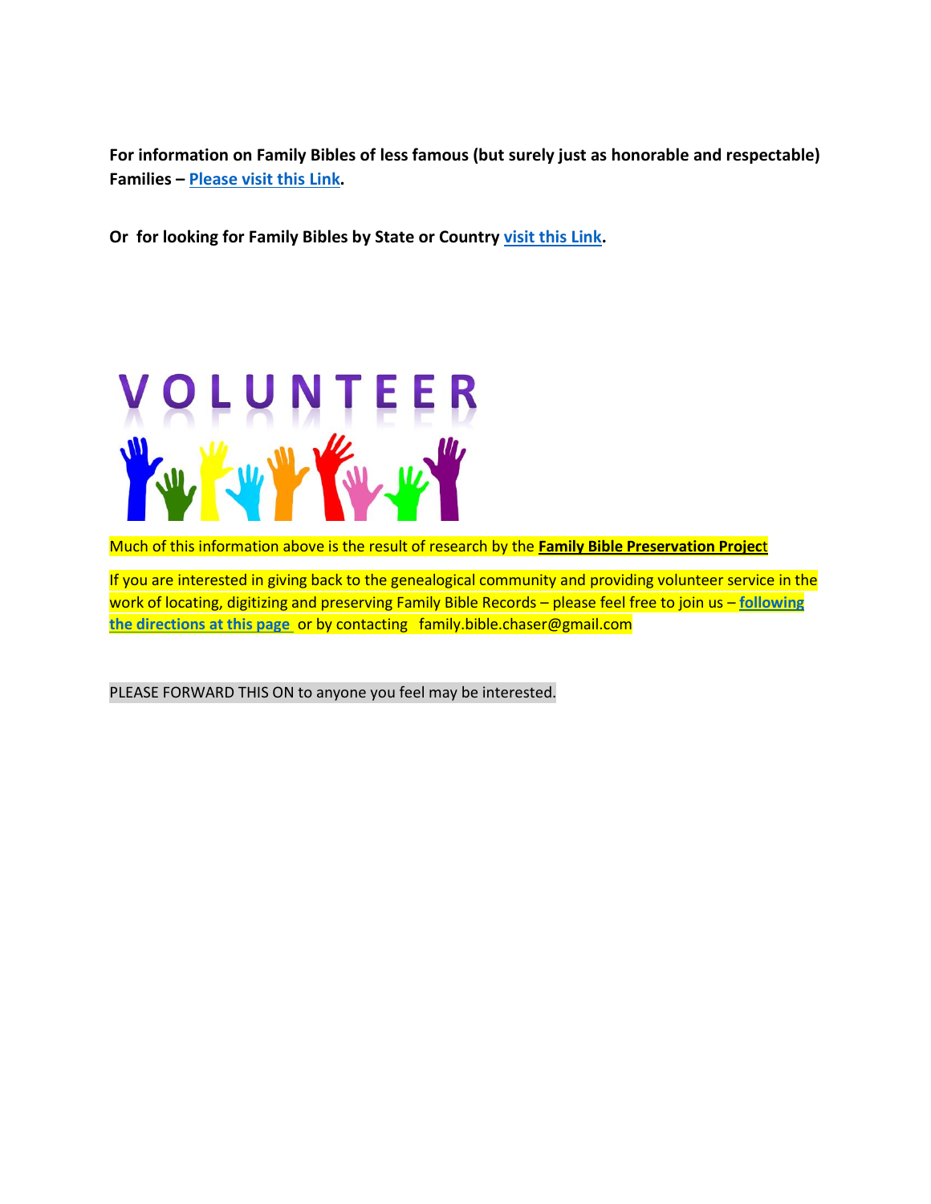**For information on Family Bibles of less famous (but surely just as honorable and respectable) Families – Please visit this Link.**

**Or for looking for Family Bibles by State or Country visit this Link.**

VOLUNTEER

Much of this information above is the result of research by the **Family Bible Preservation Project**

If you are interested in giving back to the genealogical community and providing volunteer service in the work of locating, digitizing and preserving Family Bible Records – please feel free to join us – **following the directions at this page** or by contacting family.bible.chaser@gmail.com

PLEASE FORWARD THIS ON to anyone you feel may be interested.